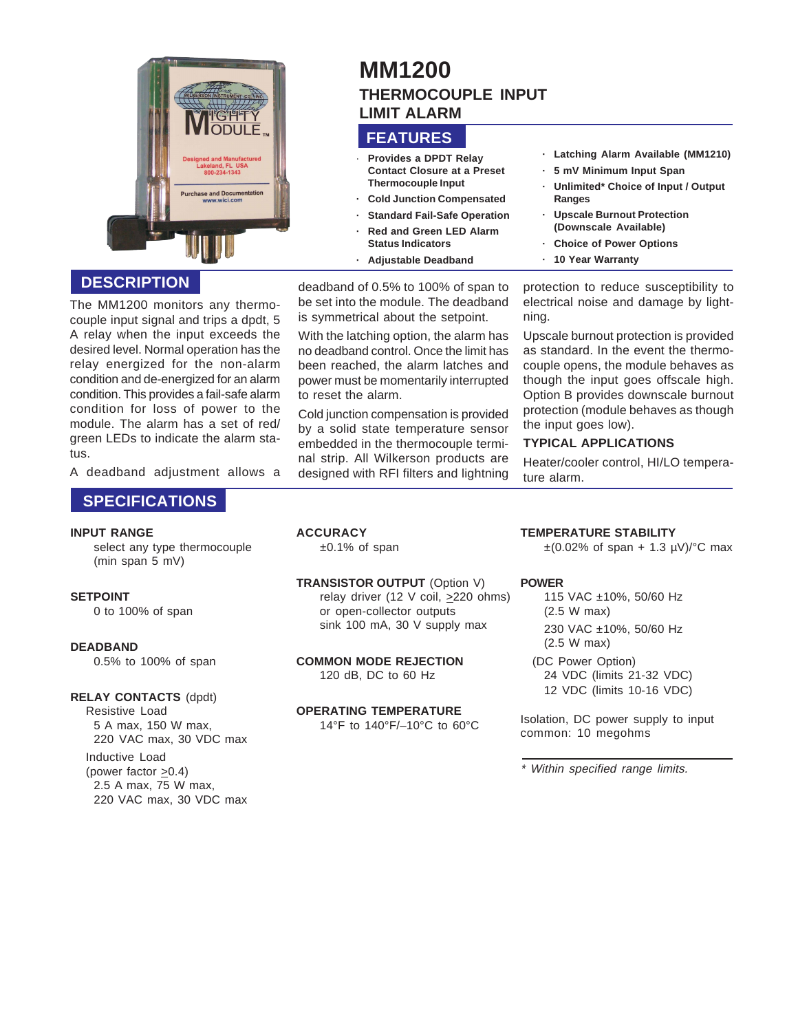# MM1200

## THERMOCOUPLE INPUT LIMIT ALARM

## FEATURES

- **Provides a DPDT Relay Contact Closure at a Preset Thermocouple Input**
- **Cold Junction Compensated**
- **Standard Fail-Safe Operation**
- **Red and Green LED Alarm Status Indicators**
- **Adjustable Deadband**
- **Latching Alarm Available (MM1210)**
- **5 mV Minimum Input Span**
- **Unlimited* Choice of Input / Output Ranges**
- **Upscale Burnout Protection (Downscale Available)**
- **Choice of Power Options**
- **10 Year Warranty**

## DESCRIPTION

The MM1200 monitors any thermocouple input signal and trips a dpdt, 5 A relay when the input exceeds the desired level. Normal operation has the relay energized for the non-alarm condition and de-energized for an alarm condition. This provides a fail-safe alarm condition for loss of power to the module. The alarm has a set of red/green LEDs to indicate the alarm status.

A deadband adjustment allows a deadband of 0.5% to 100% of span to be set into the module. The deadband is symmetrical about the setpoint.

With the latching option, the alarm has no deadband control. Once the limit has been reached, the alarm latches and power must be momentarily interrupted to reset the alarm.

Cold junction compensation is provided by a solid state temperature sensor embedded in the thermocouple terminal strip. All Wilkerson products are designed with RFI filters and lightning protection to reduce susceptibility to electrical noise and damage by lightning.

Upscale burnout protection is provided as standard. In the event the thermocouple opens, the module behaves as though the input goes offscale high. Option B provides downscale burnout protection (module behaves as though the input goes low).

### TYPICAL APPLICATIONS

Heater/cooler control, HI/LO temperature alarm.

## SPECIFICATIONS

**INPUT RANGE**
select any type thermocouple (min span 5 mV)

**SETPOINT**
0 to 100% of span

**DEADBAND**
0.5% to 100% of span

**RELAY CONTACTS** (dpdt)
Resistive Load
5 A max, 150 W max, 220 VAC max, 30 VDC max
Inductive Load (power factor ≥0.4)
2.5 A max, 75 W max, 220 VAC max, 30 VDC max

**ACCURACY**
±0.1% of span

**TRANSISTOR OUTPUT** (Option V)
relay driver (12 V coil, ≥220 ohms) or open-collector outputs sink 100 mA, 30 V supply max

**COMMON MODE REJECTION**
120 dB, DC to 60 Hz

**OPERATING TEMPERATURE**
14°F to 140°F/–10°C to 60°C

**TEMPERATURE STABILITY**
±(0.02% of span + 1.3 µV)/°C max

**POWER**
115 VAC ±10%, 50/60 Hz (2.5 W max)
230 VAC ±10%, 50/60 Hz (2.5 W max)
(DC Power Option)
24 VDC (limits 21-32 VDC)
12 VDC (limits 10-16 VDC)

Isolation, DC power supply to input common: 10 megohms

*\* Within specified range limits.*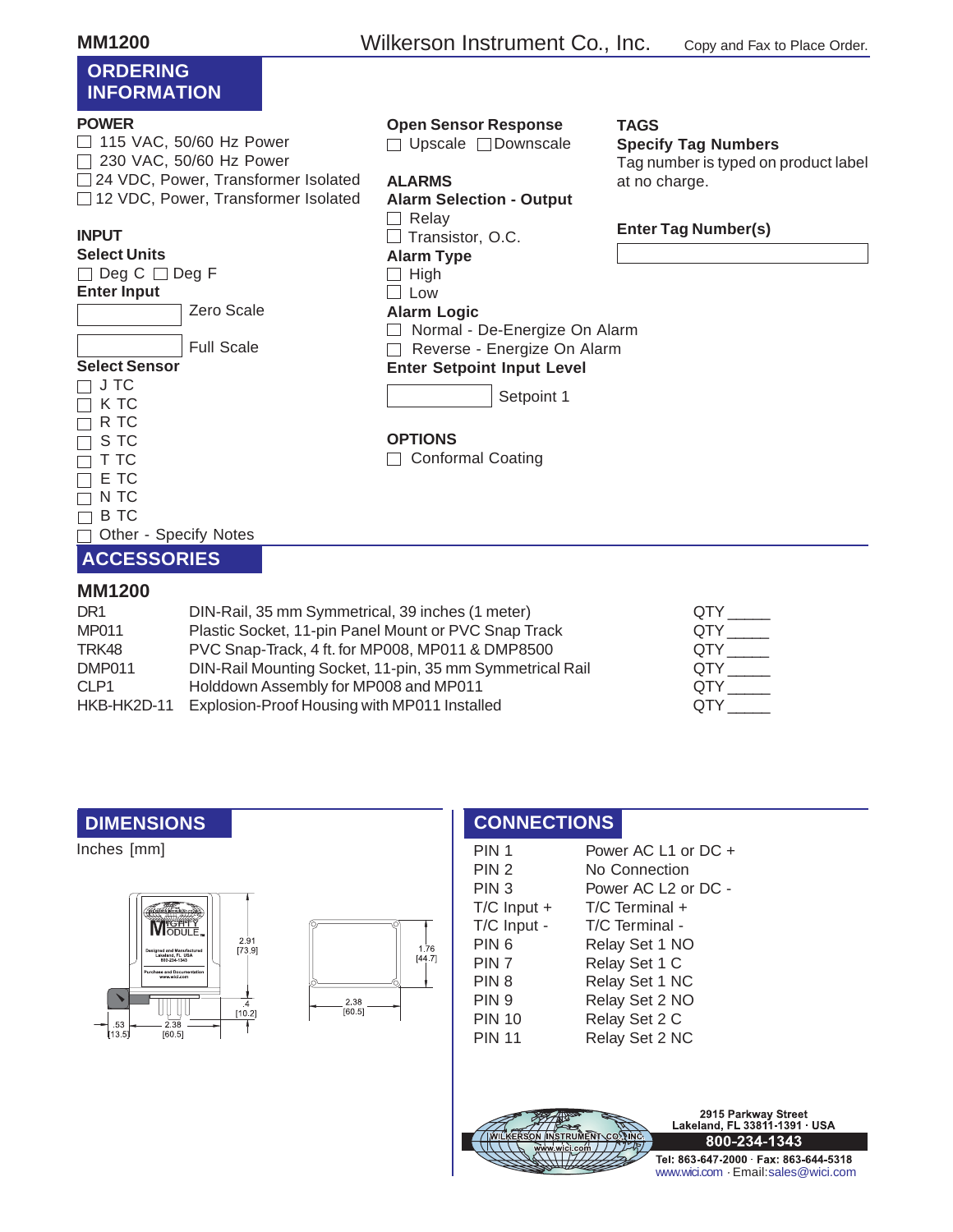# ORDERING INFORMATION

**POWER**

- ☐ 115 VAC, 50/60 Hz Power
- ☐ 230 VAC, 50/60 Hz Power
- ☐ 24 VDC, Power, Transformer Isolated
- ☐ 12 VDC, Power, Transformer Isolated

**INPUT**

**Select Units**

☐ Deg C ☐ Deg F

**Enter Input**

________ Zero Scale

________ Full Scale

**Select Sensor**

- ☐ J TC
- ☐ K TC
- ☐ R TC
- ☐ S TC
- ☐ T TC
- ☐ E TC
- ☐ N TC
- ☐ B TC
- ☐ Other - Specify Notes

**Open Sensor Response**

☐ Upscale ☐ Downscale

**ALARMS**

**Alarm Selection - Output**

- ☐ Relay
- ☐ Transistor, O.C.

**Alarm Type**

- ☐ High
- ☐ Low

**Alarm Logic**

- ☐ Normal - De-Energize On Alarm
- ☐ Reverse - Energize On Alarm

**Enter Setpoint Input Level**

________ Setpoint 1

**OPTIONS**

- ☐ Conformal Coating

**TAGS**

**Specify Tag Numbers**

Tag number is typed on product label at no charge.

**Enter Tag Number(s)**

________

# ACCESSORIES

## MM1200

| | | |
|---|---|---|
| DR1 | DIN-Rail, 35 mm Symmetrical, 39 inches (1 meter) | QTY _____ |
| MP011 | Plastic Socket, 11-pin Panel Mount or PVC Snap Track | QTY _____ |
| TRK48 | PVC Snap-Track, 4 ft. for MP008, MP011 & DMP8500 | QTY _____ |
| DMP011 | DIN-Rail Mounting Socket, 11-pin, 35 mm Symmetrical Rail | QTY _____ |
| CLP1 | Holddown Assembly for MP008 and MP011 | QTY _____ |
| HKB-HK2D-11 | Explosion-Proof Housing with MP011 Installed | QTY _____ |

# DIMENSIONS

Inches [mm]

2.91 [73.9]

.4 [10.2]

.53 [13.5]

2.38 [60.5]

1.76 [44.7]

2.38 [60.5]

# CONNECTIONS

| | |
|---|---|
| PIN 1 | Power AC L1 or DC + |
| PIN 2 | No Connection |
| PIN 3 | Power AC L2 or DC - |
| T/C Input + | T/C Terminal + |
| T/C Input - | T/C Terminal - |
| PIN 6 | Relay Set 1 NO |
| PIN 7 | Relay Set 1 C |
| PIN 8 | Relay Set 1 NC |
| PIN 9 | Relay Set 2 NO |
| PIN 10 | Relay Set 2 C |
| PIN 11 | Relay Set 2 NC |

Wilkerson Instrument Co., Inc.
www.wici.com

2915 Parkway Street
Lakeland, FL 33811-1391 · USA
800-234-1343
Tel: 863-647-2000 · Fax: 863-644-5318
www.wici.com · Email: sales@wici.com